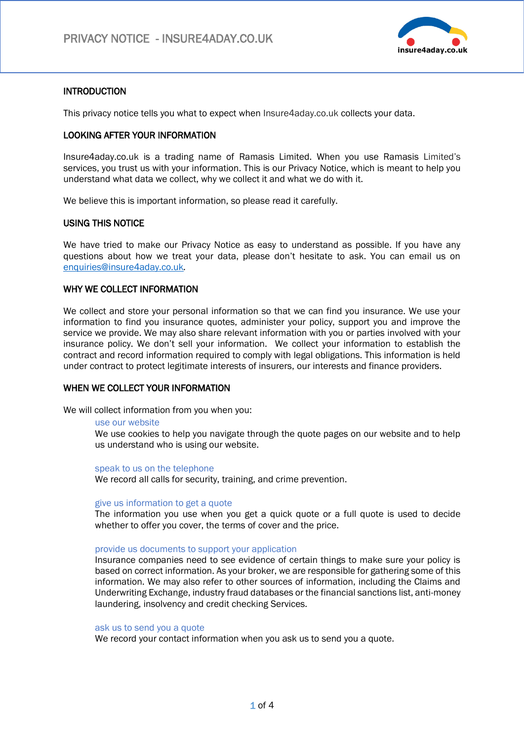# PRIVACY NOTICE - INSURE4ADAY.CO.UK

## INTRODUCTION

This privacy notice tells you what to expect when Insure4aday.co.uk collects your data.

## LOOKING AFTER YOUR INFORMATION

Insure4aday.co.uk is a trading name of Ramasis Limited. When you use Ramasis Limited's services, you trust us with your information. This is our Privacy Notice, which is meant to help you understand what data we collect, why we collect it and what we do with it.

We believe this is important information, so please read it carefully.

## USING THIS NOTICE

We have tried to make our Privacy Notice as easy to understand as possible. If you have any questions about how we treat your data, please don't hesitate to ask. You can email us on [enquiries@insure4aday.co.uk](mailto:enquiries@insure4aday.co.uk).

## WHY WE COLLECT INFORMATION

We collect and store your personal information so that we can find you insurance. We use your information to find you insurance quotes, administer your policy, support you and improve the service we provide. We may also share relevant information with you or parties involved with your insurance policy. We don't sell your information. We collect your information to establish the contract and record information required to comply with legal obligations. This information is held under contract to protect legitimate interests of insurers, our interests and finance providers.

## WHEN WE COLLECT YOUR INFORMATION

We will collect information from you when you:

### use our website

We use cookies to help you navigate through the quote pages on our website and to help us understand who is using our website.

### speak to us on the telephone

We record all calls for security, training, and crime prevention.

### give us information to get a quote

The information you use when you get a quick quote or a full quote is used to decide whether to offer you cover, the terms of cover and the price.

### provide us documents to support your application

Insurance companies need to see evidence of certain things to make sure your policy is based on correct information. As your broker, we are responsible for gathering some of this information. We may also refer to other sources of information, including the Claims and Underwriting Exchange, industry fraud databases or the financial sanctions list, anti-money laundering, insolvency and credit checking Services.

### ask us to send you a quote

We record your contact information when you ask us to send you a quote.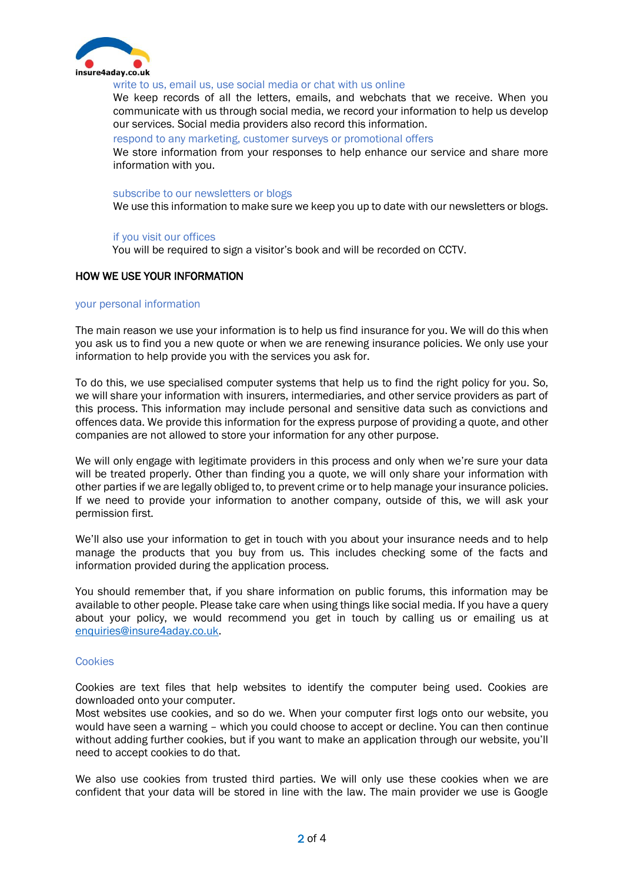write to us, email us, use social media or chat with us online

We keep records of all the letters, emails, and webchats that we receive. When you communicate with us through social media, we record your information to help us develop our services. Social media providers also record this information.

respond to any marketing, customer surveys or promotional offers

We store information from your responses to help enhance our service and share more information with you.

subscribe to our newsletters or blogs

We use this information to make sure we keep you up to date with our newsletters or blogs.

if you visit our offices

You will be required to sign a visitor's book and will be recorded on CCTV.

## HOW WE USE YOUR INFORMATION

### your personal information

The main reason we use your information is to help us find insurance for you. We will do this when you ask us to find you a new quote or when we are renewing insurance policies. We only use your information to help provide you with the services you ask for.

To do this, we use specialised computer systems that help us to find the right policy for you. So, we will share your information with insurers, intermediaries, and other service providers as part of this process. This information may include personal and sensitive data such as convictions and offences data. We provide this information for the express purpose of providing a quote, and other companies are not allowed to store your information for any other purpose.

We will only engage with legitimate providers in this process and only when we're sure your data will be treated properly. Other than finding you a quote, we will only share your information with other parties if we are legally obliged to, to prevent crime or to help manage your insurance policies. If we need to provide your information to another company, outside of this, we will ask your permission first.

We'll also use your information to get in touch with you about your insurance needs and to help manage the products that you buy from us. This includes checking some of the facts and information provided during the application process.

You should remember that, if you share information on public forums, this information may be available to other people. Please take care when using things like social media. If you have a query about your policy, we would recommend you get in touch by calling us or emailing us at enquiries@insure4aday.co.uk.

### Cookies

Cookies are text files that help websites to identify the computer being used. Cookies are downloaded onto your computer.

Most websites use cookies, and so do we. When your computer first logs onto our website, you would have seen a warning – which you could choose to accept or decline. You can then continue without adding further cookies, but if you want to make an application through our website, you'll need to accept cookies to do that.

We also use cookies from trusted third parties. We will only use these cookies when we are confident that your data will be stored in line with the law. The main provider we use is Google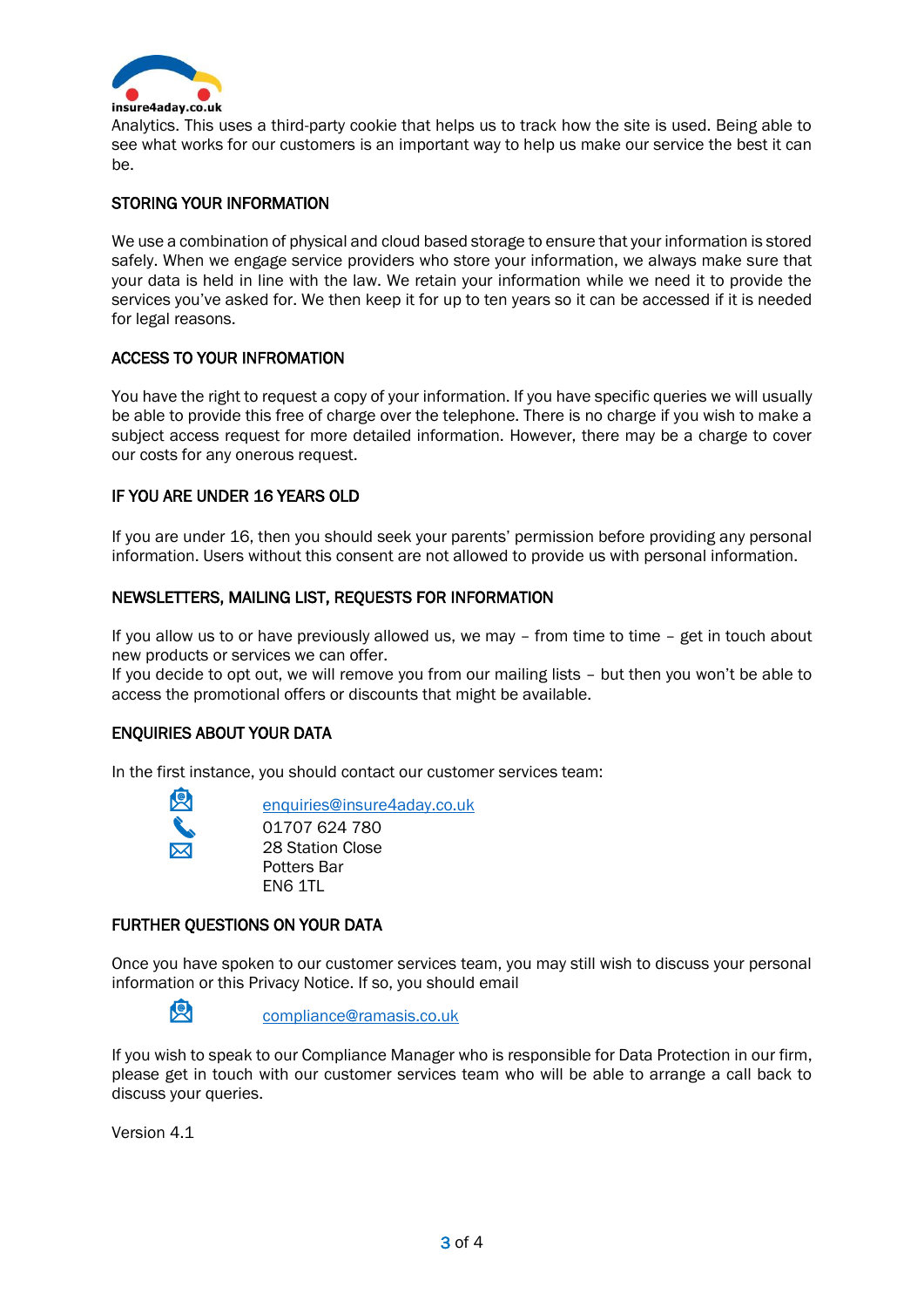Analytics. This uses a third-party cookie that helps us to track how the site is used. Being able to see what works for our customers is an important way to help us make our service the best it can be.

## STORING YOUR INFORMATION

We use a combination of physical and cloud based storage to ensure that your information is stored safely. When we engage service providers who store your information, we always make sure that your data is held in line with the law. We retain your information while we need it to provide the services you've asked for. We then keep it for up to ten years so it can be accessed if it is needed for legal reasons.

## ACCESS TO YOUR INFROMATION

You have the right to request a copy of your information. If you have specific queries we will usually be able to provide this free of charge over the telephone. There is no charge if you wish to make a subject access request for more detailed information. However, there may be a charge to cover our costs for any onerous request.

## IF YOU ARE UNDER 16 YEARS OLD

If you are under 16, then you should seek your parents' permission before providing any personal information. Users without this consent are not allowed to provide us with personal information.

## NEWSLETTERS, MAILING LIST, REQUESTS FOR INFORMATION

If you allow us to or have previously allowed us, we may – from time to time – get in touch about new products or services we can offer.
If you decide to opt out, we will remove you from our mailing lists – but then you won't be able to access the promotional offers or discounts that might be available.

## ENQUIRIES ABOUT YOUR DATA

In the first instance, you should contact our customer services team:

enquiries@insure4aday.co.uk
01707 624 780
28 Station Close
Potters Bar
EN6 1TL

## FURTHER QUESTIONS ON YOUR DATA

Once you have spoken to our customer services team, you may still wish to discuss your personal information or this Privacy Notice. If so, you should email

compliance@ramasis.co.uk

If you wish to speak to our Compliance Manager who is responsible for Data Protection in our firm, please get in touch with our customer services team who will be able to arrange a call back to discuss your queries.

Version 4.1